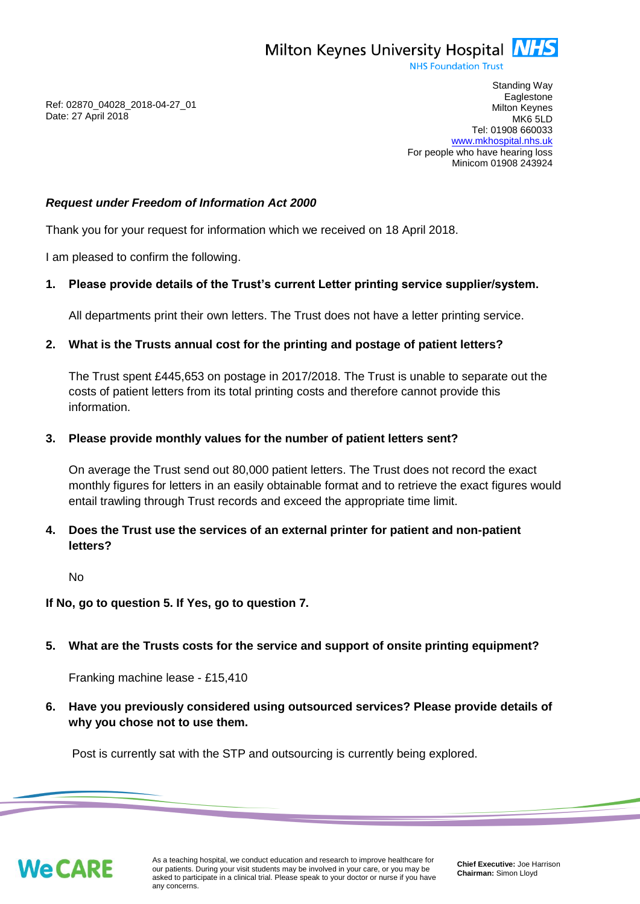Milton Keynes University Hospital NHS
NHS Foundation Trust

Standing Way
Eaglestone
Milton Keynes
MK6 5LD
Tel: 01908 660033
www.mkhospital.nhs.uk
For people who have hearing loss
Minicom 01908 243924

Ref: 02870_04028_2018-04-27_01
Date: 27 April 2018

***Request under Freedom of Information Act 2000***

Thank you for your request for information which we received on 18 April 2018.

I am pleased to confirm the following.

**1. Please provide details of the Trust's current Letter printing service supplier/system.**

All departments print their own letters. The Trust does not have a letter printing service.

**2. What is the Trusts annual cost for the printing and postage of patient letters?**

The Trust spent £445,653 on postage in 2017/2018. The Trust is unable to separate out the costs of patient letters from its total printing costs and therefore cannot provide this information.

**3. Please provide monthly values for the number of patient letters sent?**

On average the Trust send out 80,000 patient letters. The Trust does not record the exact monthly figures for letters in an easily obtainable format and to retrieve the exact figures would entail trawling through Trust records and exceed the appropriate time limit.

**4. Does the Trust use the services of an external printer for patient and non-patient letters?**

No

**If No, go to question 5. If Yes, go to question 7.**

**5. What are the Trusts costs for the service and support of onsite printing equipment?**

Franking machine lease - £15,410

**6. Have you previously considered using outsourced services? Please provide details of why you chose not to use them.**

Post is currently sat with the STP and outsourcing is currently being explored.

We CARE

As a teaching hospital, we conduct education and research to improve healthcare for our patients. During your visit students may be involved in your care, or you may be asked to participate in a clinical trial. Please speak to your doctor or nurse if you have any concerns.

**Chief Executive:** Joe Harrison
**Chairman:** Simon Lloyd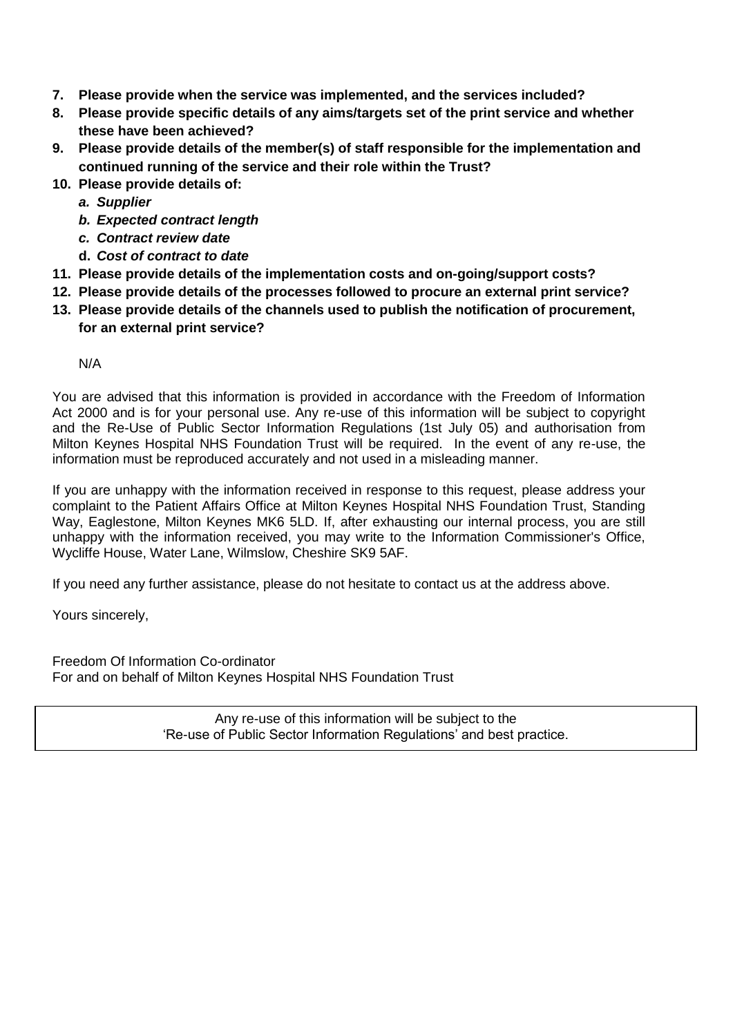7. **Please provide when the service was implemented, and the services included?**
8. **Please provide specific details of any aims/targets set of the print service and whether these have been achieved?**
9. **Please provide details of the member(s) of staff responsible for the implementation and continued running of the service and their role within the Trust?**
10. **Please provide details of:**
    a. ***Supplier***
    b. ***Expected contract length***
    c. ***Contract review date***
    d. ***Cost of contract to date***
11. **Please provide details of the implementation costs and on-going/support costs?**
12. **Please provide details of the processes followed to procure an external print service?**
13. **Please provide details of the channels used to publish the notification of procurement, for an external print service?**

    N/A

You are advised that this information is provided in accordance with the Freedom of Information Act 2000 and is for your personal use. Any re-use of this information will be subject to copyright and the Re-Use of Public Sector Information Regulations (1st July 05) and authorisation from Milton Keynes Hospital NHS Foundation Trust will be required. In the event of any re-use, the information must be reproduced accurately and not used in a misleading manner.

If you are unhappy with the information received in response to this request, please address your complaint to the Patient Affairs Office at Milton Keynes Hospital NHS Foundation Trust, Standing Way, Eaglestone, Milton Keynes MK6 5LD. If, after exhausting our internal process, you are still unhappy with the information received, you may write to the Information Commissioner's Office, Wycliffe House, Water Lane, Wilmslow, Cheshire SK9 5AF.

If you need any further assistance, please do not hesitate to contact us at the address above.

Yours sincerely,

Freedom Of Information Co-ordinator
For and on behalf of Milton Keynes Hospital NHS Foundation Trust

Any re-use of this information will be subject to the 'Re-use of Public Sector Information Regulations' and best practice.